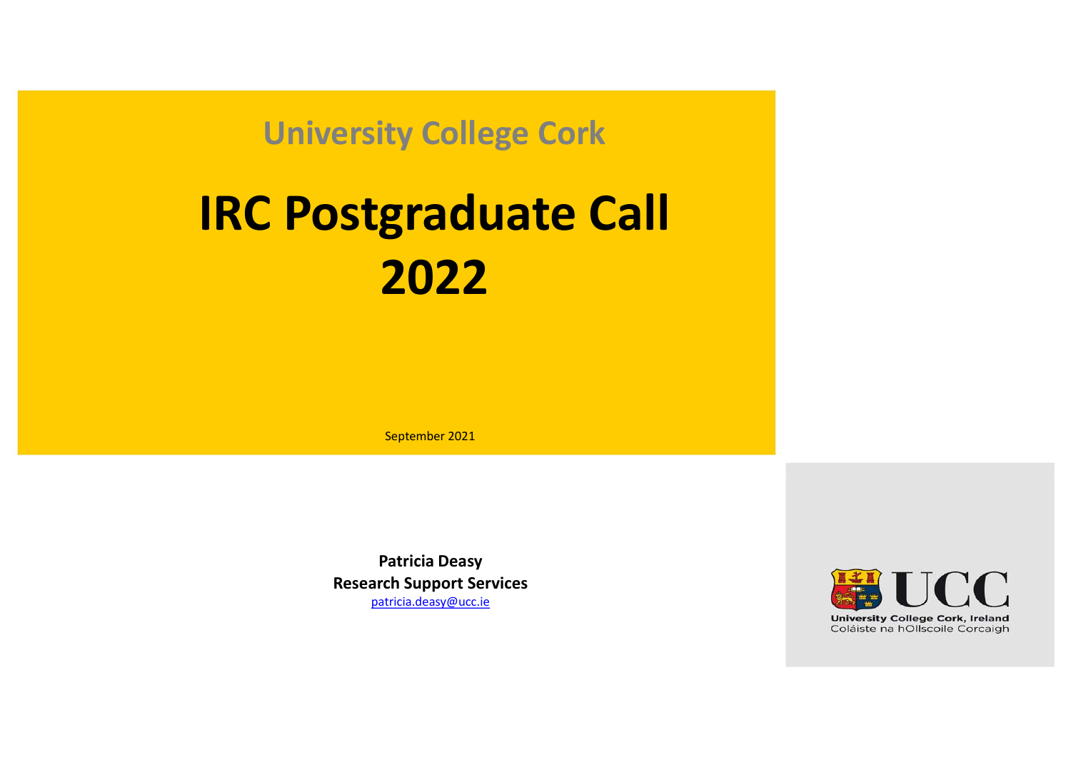University College Cork

# IRC Postgraduate Call 2022

September 2021

**Patricia Deasy**
**Research Support Services**
patricia.deasy@ucc.ie

UCC
University College Cork, Ireland
Coláiste na hOllscoile Corcaigh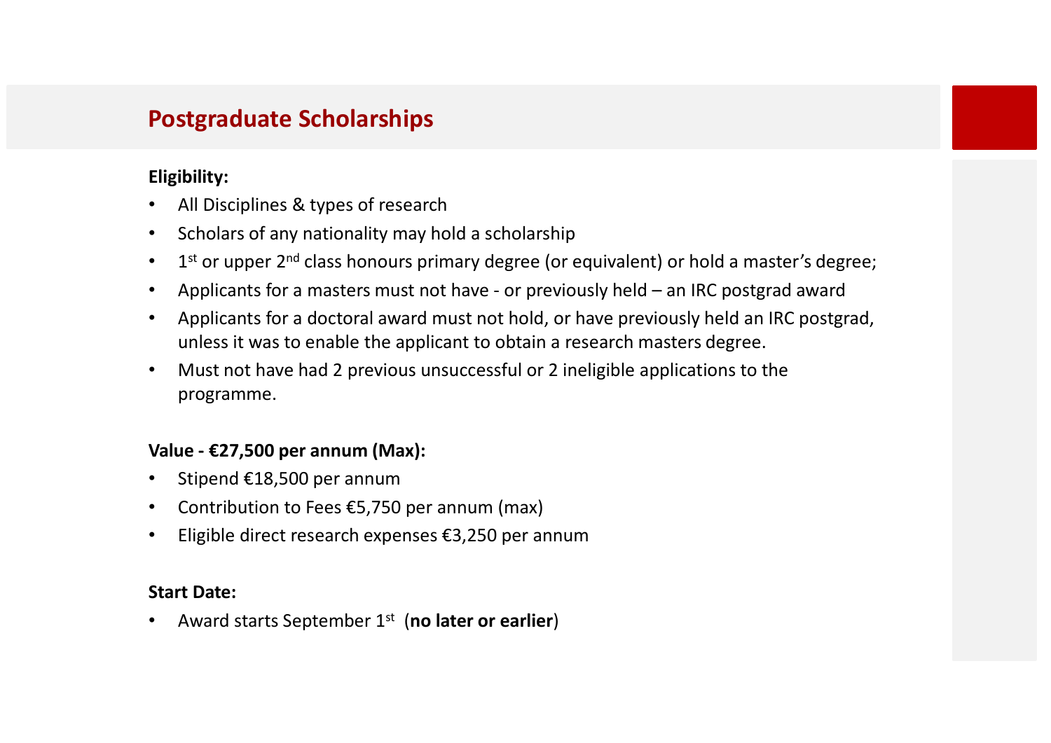# Postgraduate Scholarships

**Eligibility:**

- All Disciplines & types of research
- Scholars of any nationality may hold a scholarship
- 1st or upper 2nd class honours primary degree (or equivalent) or hold a master's degree;
- Applicants for a masters must not have - or previously held – an IRC postgrad award
- Applicants for a doctoral award must not hold, or have previously held an IRC postgrad, unless it was to enable the applicant to obtain a research masters degree.
- Must not have had 2 previous unsuccessful or 2 ineligible applications to the programme.

**Value - €27,500 per annum (Max):**

- Stipend €18,500 per annum
- Contribution to Fees €5,750 per annum (max)
- Eligible direct research expenses €3,250 per annum

**Start Date:**

- Award starts September 1st (**no later or earlier**)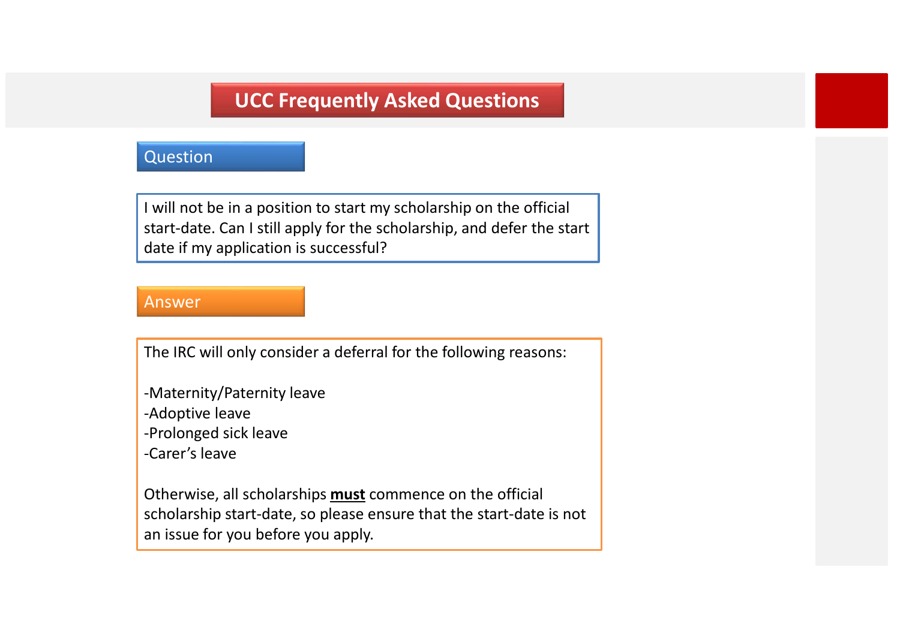# UCC Frequently Asked Questions

## Question

I will not be in a position to start my scholarship on the official start-date. Can I still apply for the scholarship, and defer the start date if my application is successful?

## Answer

The IRC will only consider a deferral for the following reasons:

- Maternity/Paternity leave
- Adoptive leave
- Prolonged sick leave
- Carer's leave

Otherwise, all scholarships **must** commence on the official scholarship start-date, so please ensure that the start-date is not an issue for you before you apply.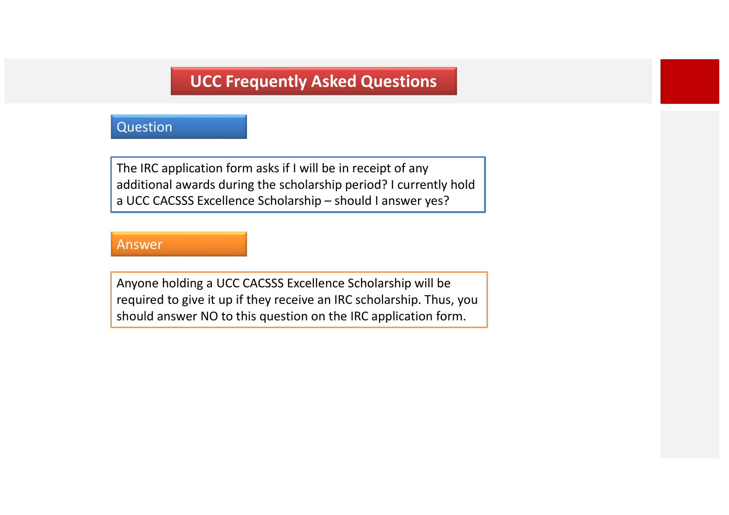# UCC Frequently Asked Questions

## Question

The IRC application form asks if I will be in receipt of any additional awards during the scholarship period? I currently hold a UCC CACSSS Excellence Scholarship – should I answer yes?

## Answer

Anyone holding a UCC CACSSS Excellence Scholarship will be required to give it up if they receive an IRC scholarship. Thus, you should answer NO to this question on the IRC application form.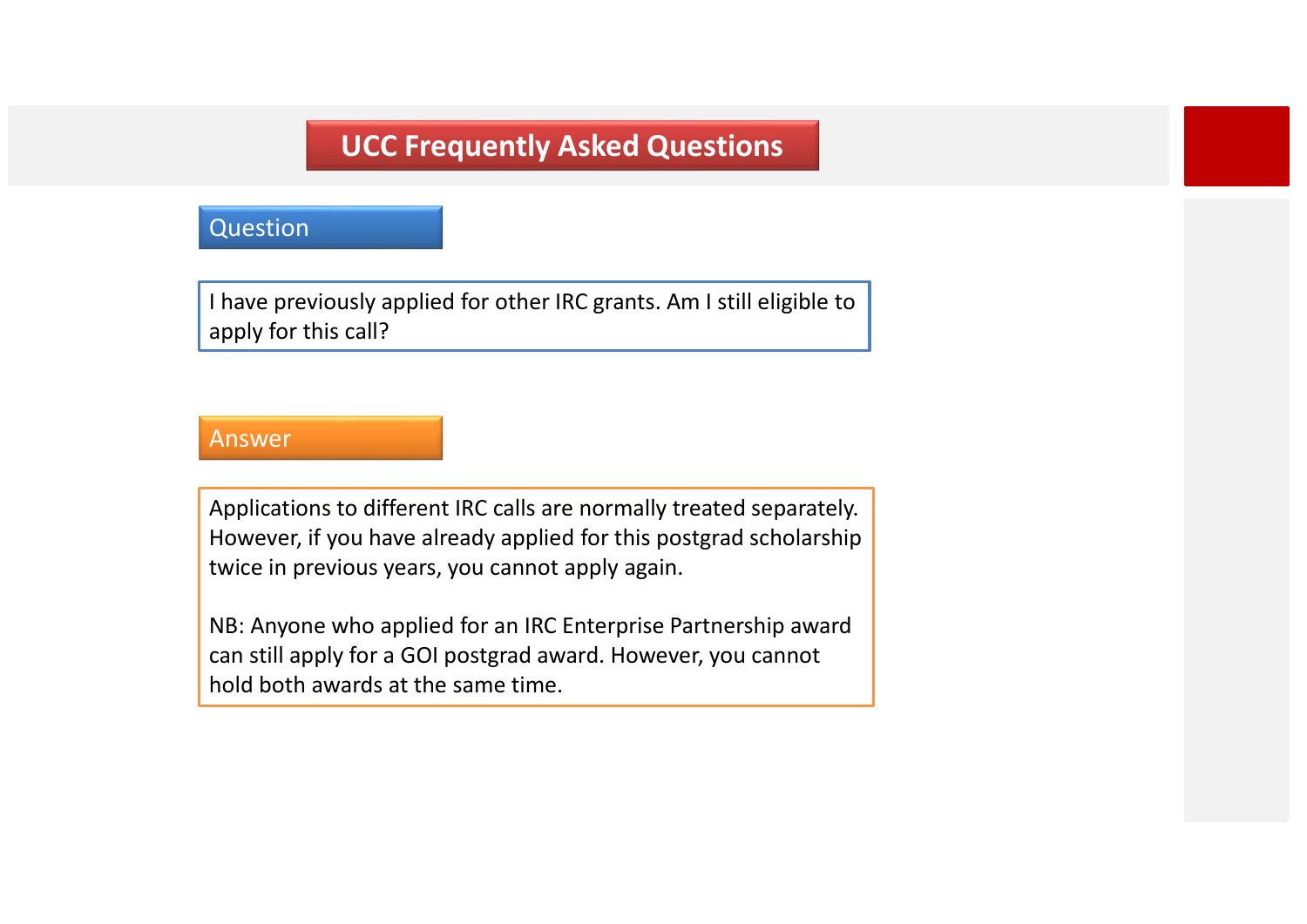# UCC Frequently Asked Questions

## Question

I have previously applied for other IRC grants. Am I still eligible to apply for this call?

## Answer

Applications to different IRC calls are normally treated separately. However, if you have already applied for this postgrad scholarship twice in previous years, you cannot apply again.

NB: Anyone who applied for an IRC Enterprise Partnership award can still apply for a GOI postgrad award. However, you cannot hold both awards at the same time.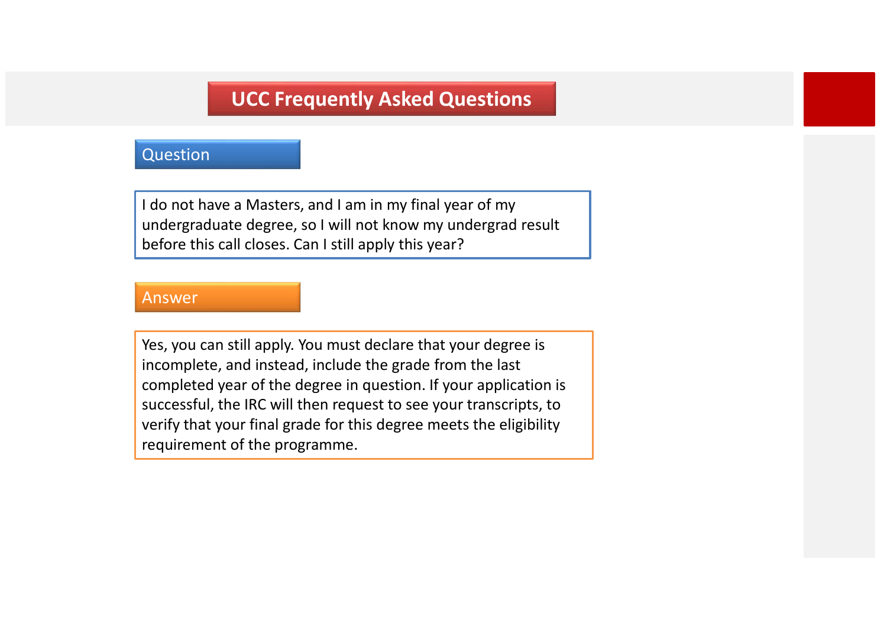# UCC Frequently Asked Questions

## Question

I do not have a Masters, and I am in my final year of my undergraduate degree, so I will not know my undergrad result before this call closes. Can I still apply this year?

## Answer

Yes, you can still apply. You must declare that your degree is incomplete, and instead, include the grade from the last completed year of the degree in question. If your application is successful, the IRC will then request to see your transcripts, to verify that your final grade for this degree meets the eligibility requirement of the programme.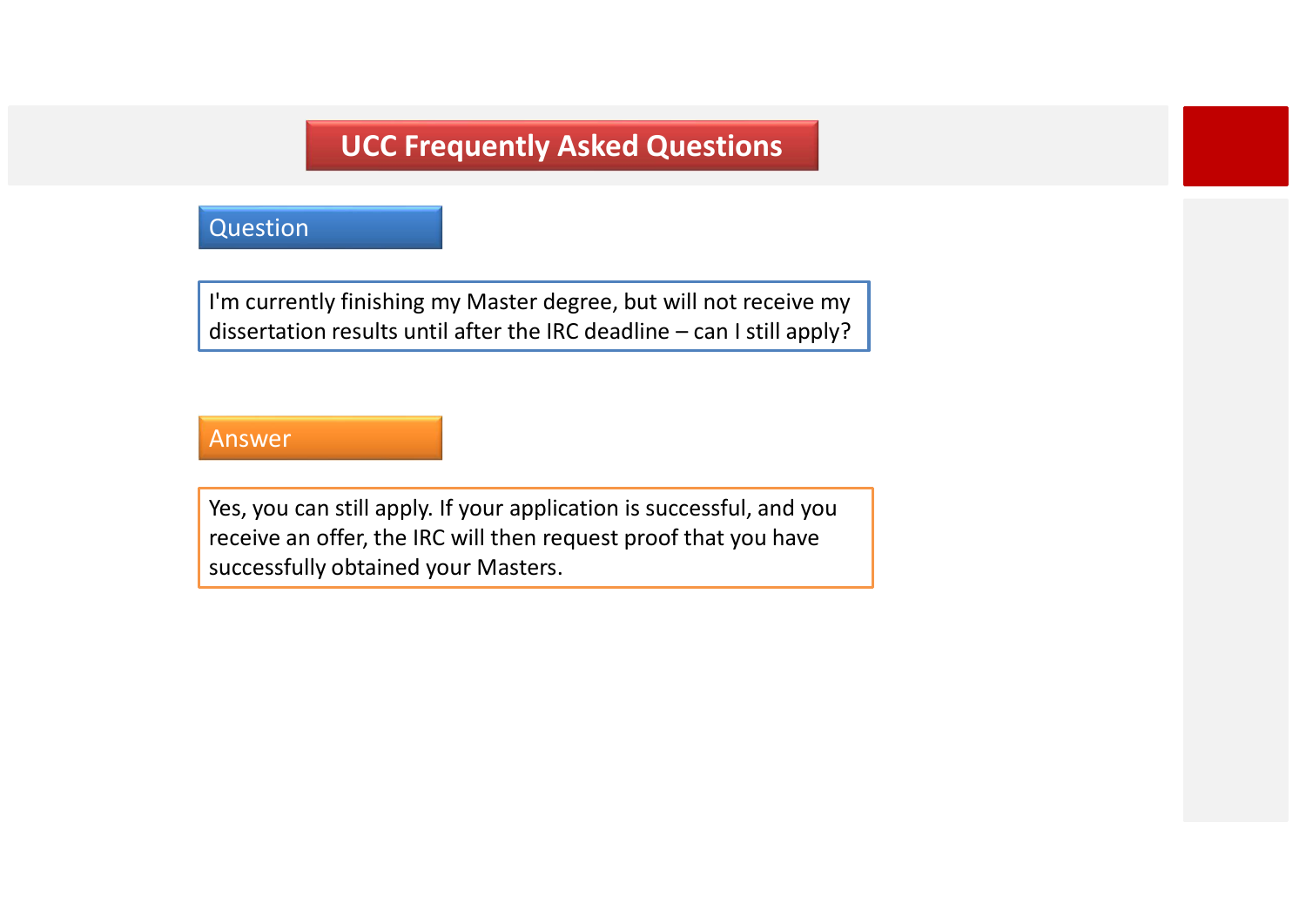# UCC Frequently Asked Questions

## Question

I'm currently finishing my Master degree, but will not receive my dissertation results until after the IRC deadline – can I still apply?

## Answer

Yes, you can still apply. If your application is successful, and you receive an offer, the IRC will then request proof that you have successfully obtained your Masters.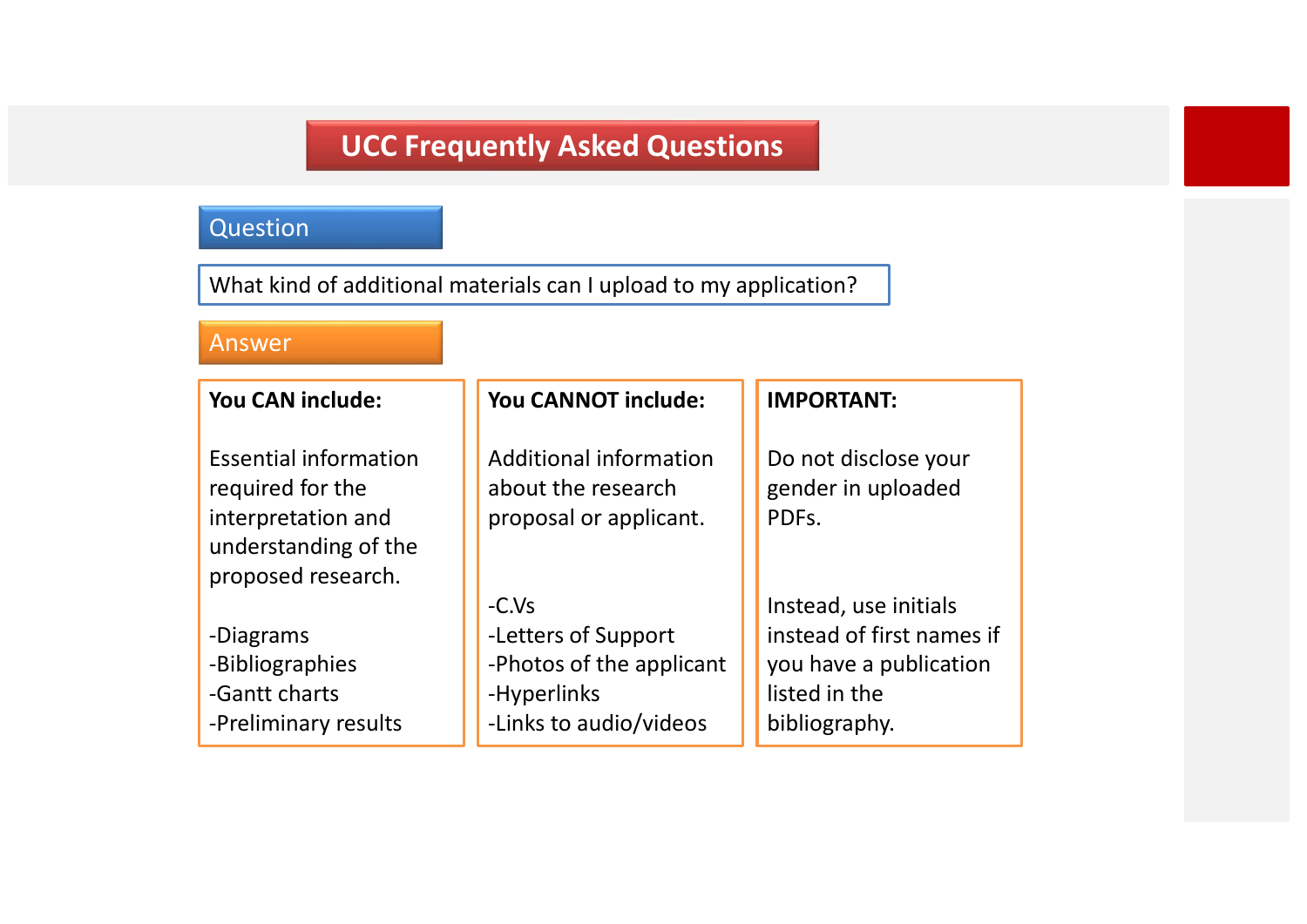# UCC Frequently Asked Questions

## Question

What kind of additional materials can I upload to my application?

## Answer

**You CAN include:**

Essential information required for the interpretation and understanding of the proposed research.

-Diagrams
-Bibliographies
-Gantt charts
-Preliminary results

**You CANNOT include:**

Additional information about the research proposal or applicant.

-C.Vs
-Letters of Support
-Photos of the applicant
-Hyperlinks
-Links to audio/videos

**IMPORTANT:**

Do not disclose your gender in uploaded PDFs.

Instead, use initials instead of first names if you have a publication listed in the bibliography.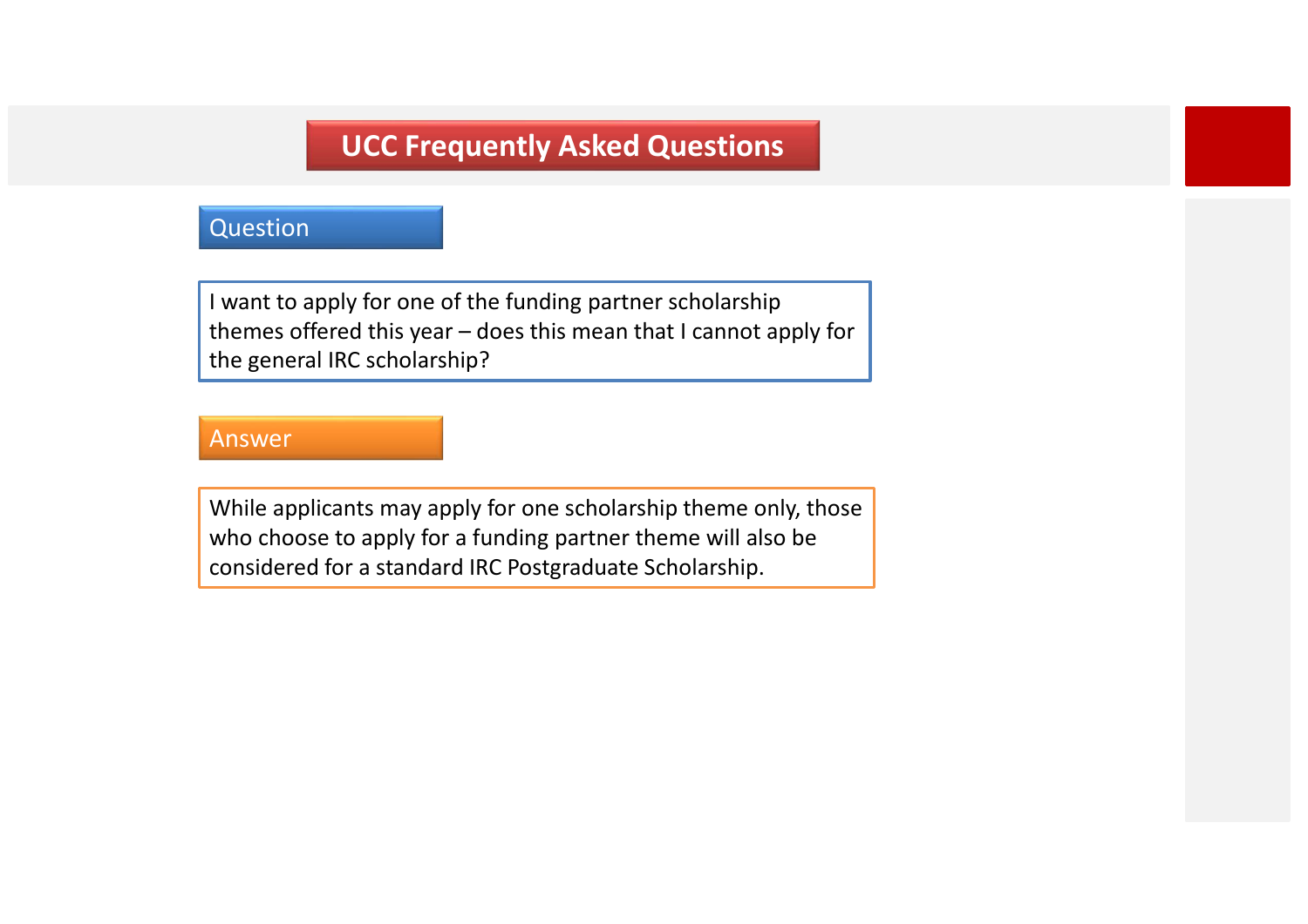# UCC Frequently Asked Questions

## Question

I want to apply for one of the funding partner scholarship themes offered this year – does this mean that I cannot apply for the general IRC scholarship?

## Answer

While applicants may apply for one scholarship theme only, those who choose to apply for a funding partner theme will also be considered for a standard IRC Postgraduate Scholarship.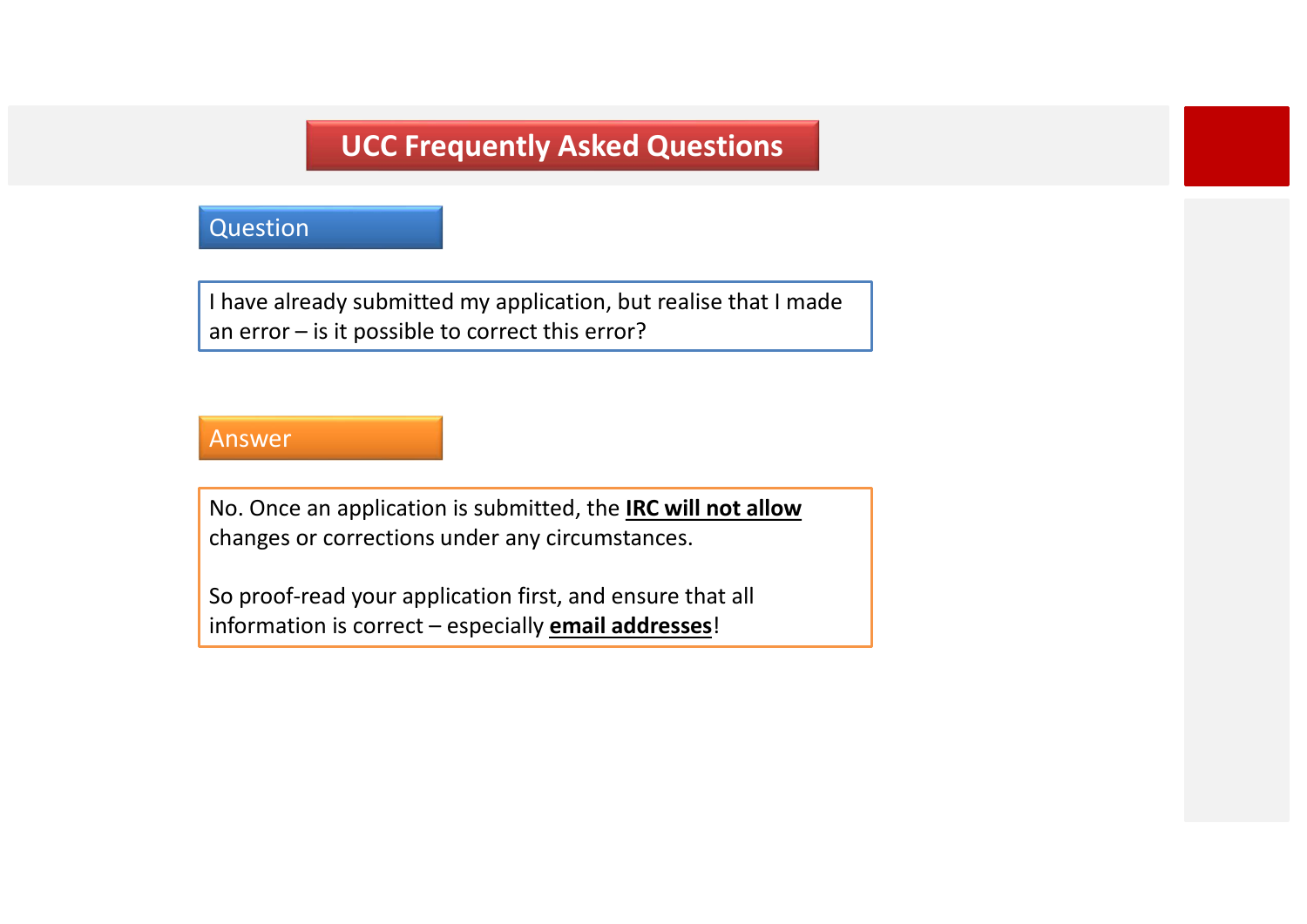# UCC Frequently Asked Questions

## Question

I have already submitted my application, but realise that I made an error – is it possible to correct this error?

## Answer

No. Once an application is submitted, the **IRC will not allow** changes or corrections under any circumstances.

So proof-read your application first, and ensure that all information is correct – especially **email addresses**!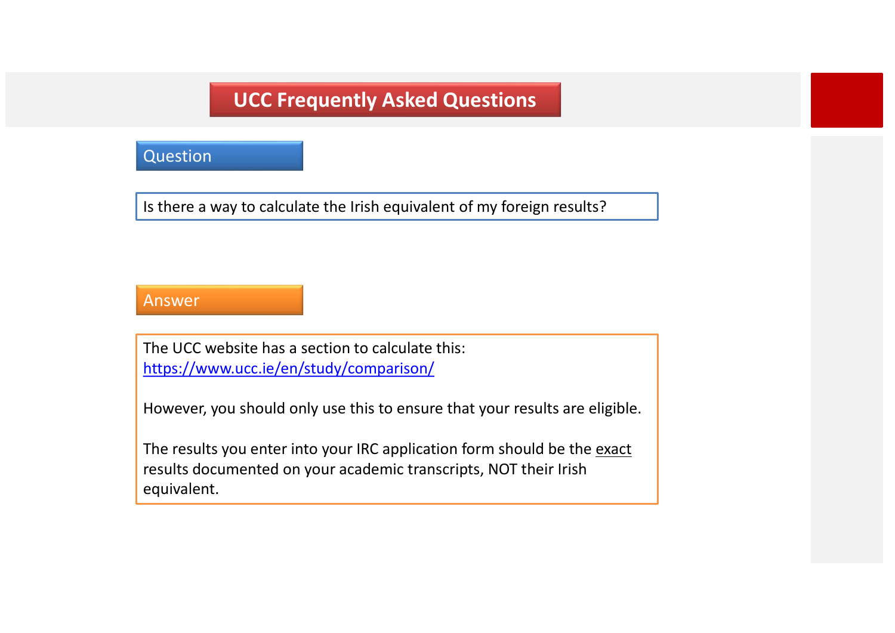# UCC Frequently Asked Questions

## Question

Is there a way to calculate the Irish equivalent of my foreign results?

## Answer

The UCC website has a section to calculate this:
https://www.ucc.ie/en/study/comparison/

However, you should only use this to ensure that your results are eligible.

The results you enter into your IRC application form should be the exact results documented on your academic transcripts, NOT their Irish equivalent.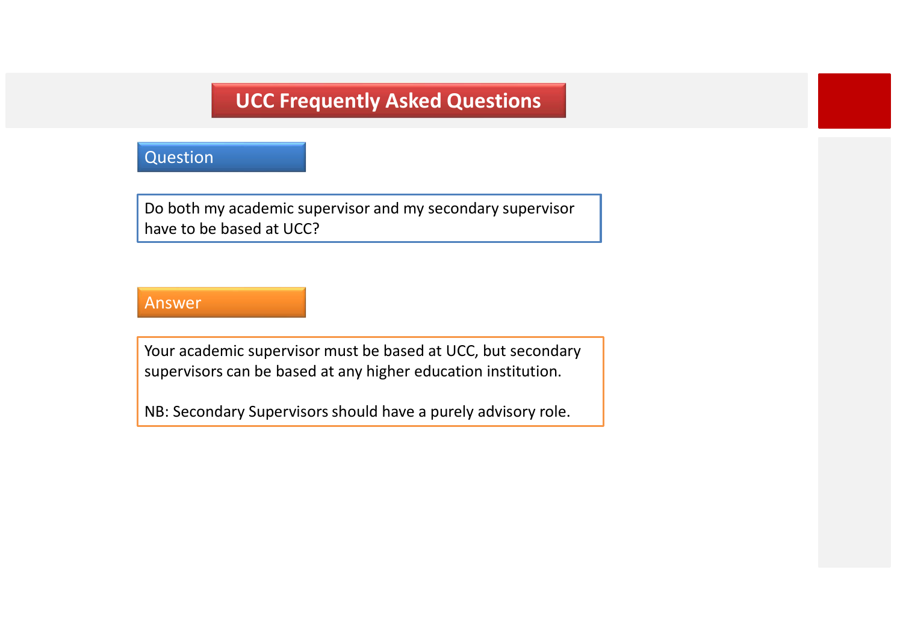# UCC Frequently Asked Questions

## Question

Do both my academic supervisor and my secondary supervisor have to be based at UCC?

## Answer

Your academic supervisor must be based at UCC, but secondary supervisors can be based at any higher education institution.

NB: Secondary Supervisors should have a purely advisory role.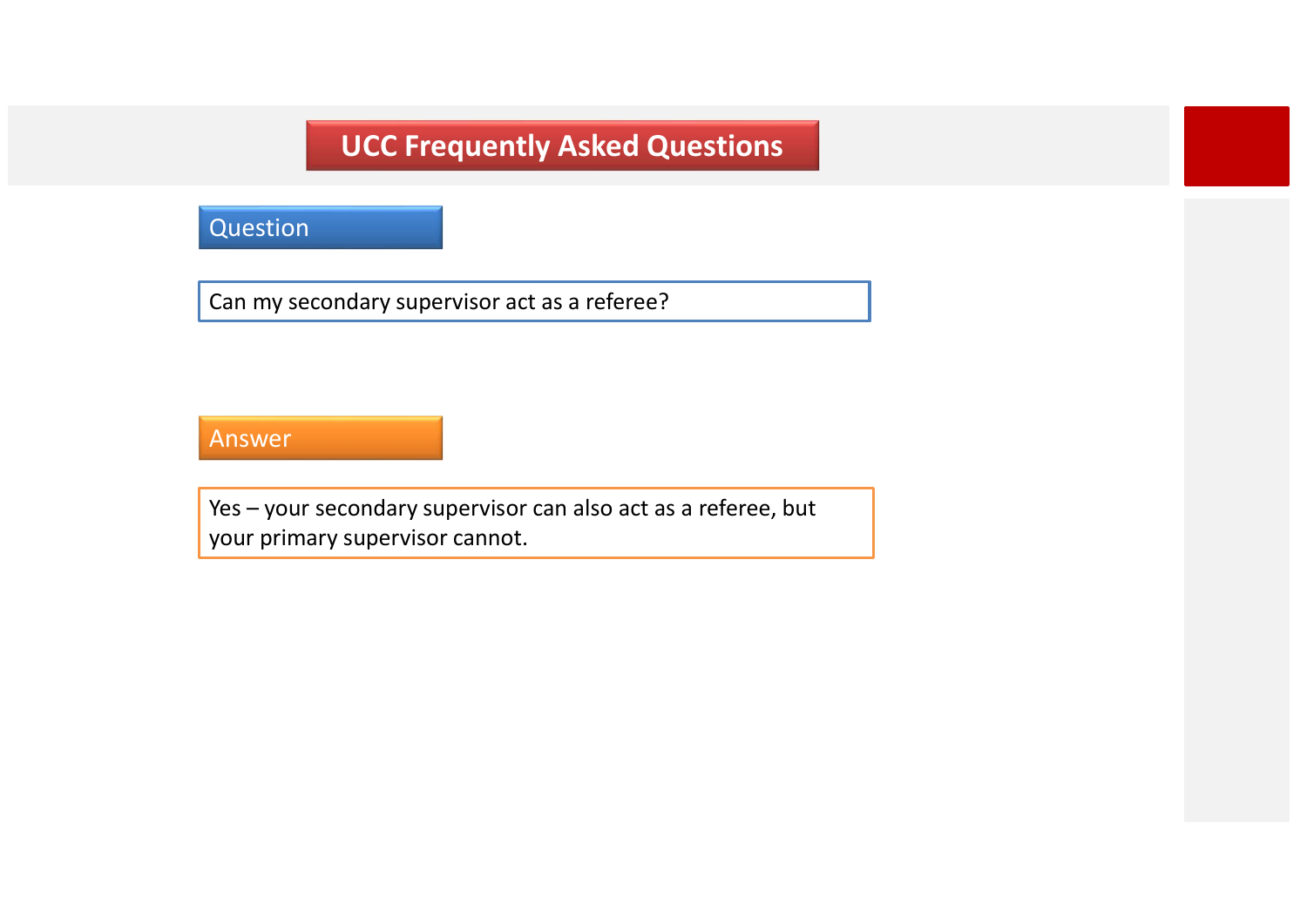# UCC Frequently Asked Questions

## Question

Can my secondary supervisor act as a referee?

## Answer

Yes – your secondary supervisor can also act as a referee, but your primary supervisor cannot.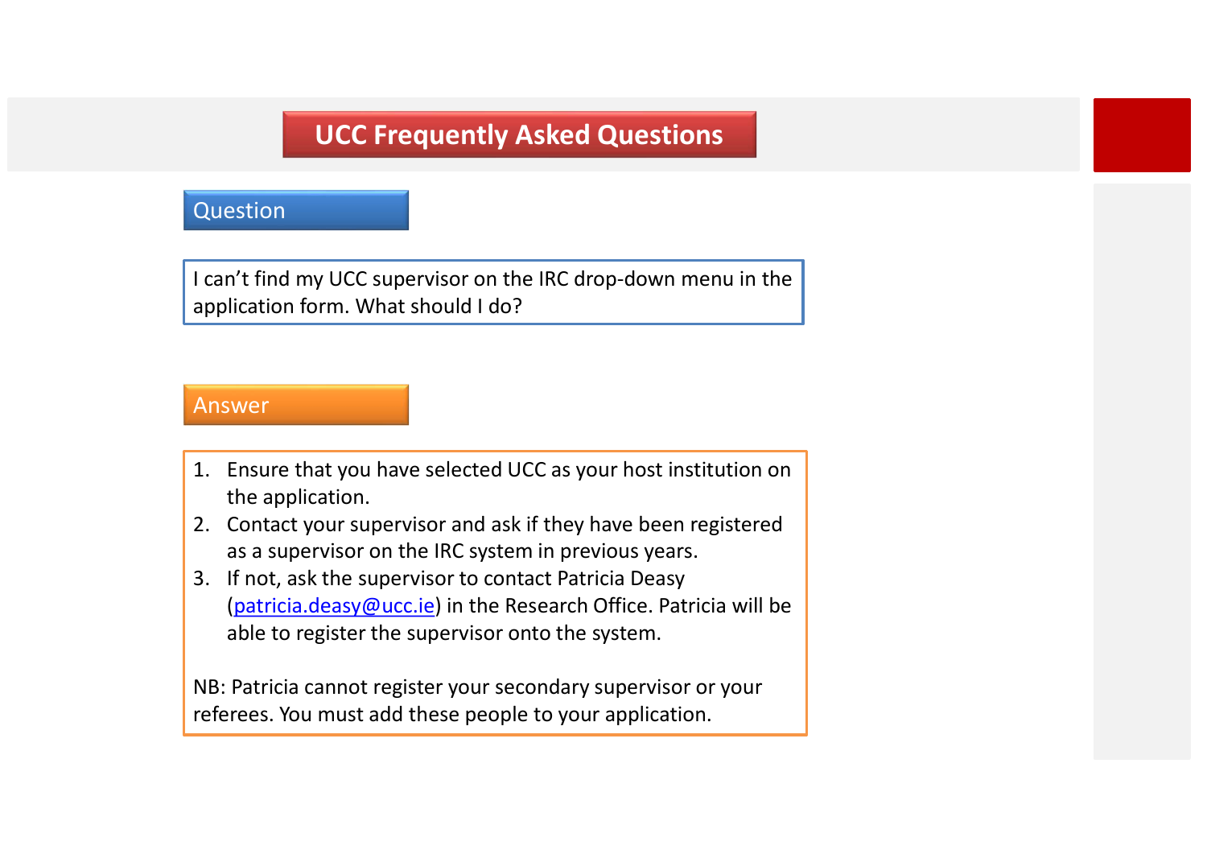# UCC Frequently Asked Questions

## Question

I can't find my UCC supervisor on the IRC drop-down menu in the application form. What should I do?

## Answer

1. Ensure that you have selected UCC as your host institution on the application.
2. Contact your supervisor and ask if they have been registered as a supervisor on the IRC system in previous years.
3. If not, ask the supervisor to contact Patricia Deasy (patricia.deasy@ucc.ie) in the Research Office. Patricia will be able to register the supervisor onto the system.

NB: Patricia cannot register your secondary supervisor or your referees. You must add these people to your application.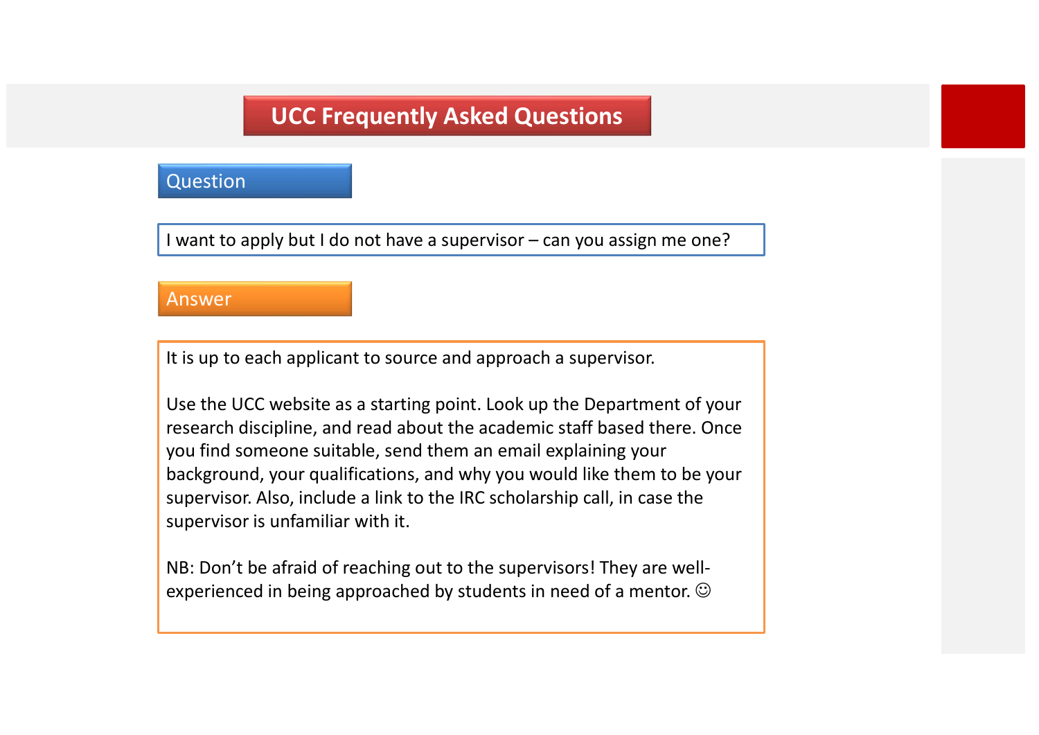# UCC Frequently Asked Questions

## Question

I want to apply but I do not have a supervisor – can you assign me one?

## Answer

It is up to each applicant to source and approach a supervisor.

Use the UCC website as a starting point. Look up the Department of your research discipline, and read about the academic staff based there. Once you find someone suitable, send them an email explaining your background, your qualifications, and why you would like them to be your supervisor. Also, include a link to the IRC scholarship call, in case the supervisor is unfamiliar with it.

NB: Don't be afraid of reaching out to the supervisors! They are well-experienced in being approached by students in need of a mentor. ☺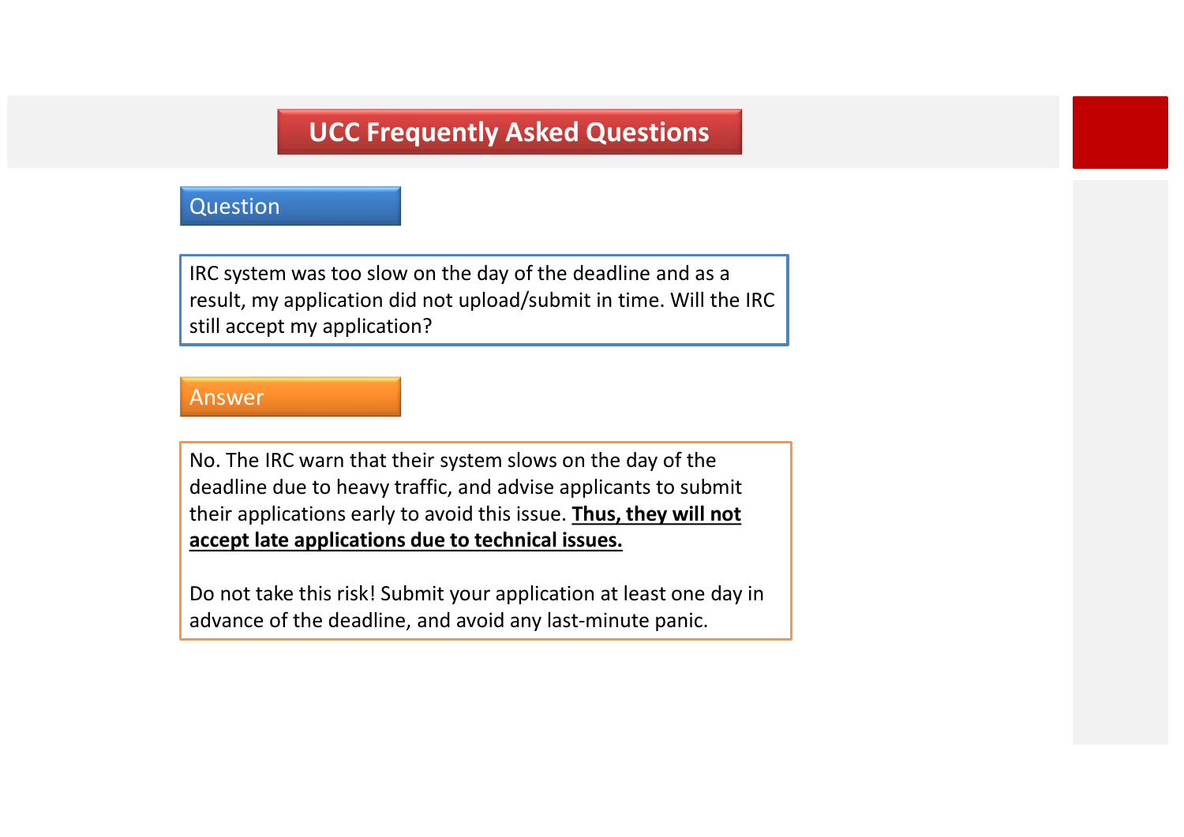# UCC Frequently Asked Questions

## Question

IRC system was too slow on the day of the deadline and as a result, my application did not upload/submit in time. Will the IRC still accept my application?

## Answer

No. The IRC warn that their system slows on the day of the deadline due to heavy traffic, and advise applicants to submit their applications early to avoid this issue. **Thus, they will not accept late applications due to technical issues.**

Do not take this risk! Submit your application at least one day in advance of the deadline, and avoid any last-minute panic.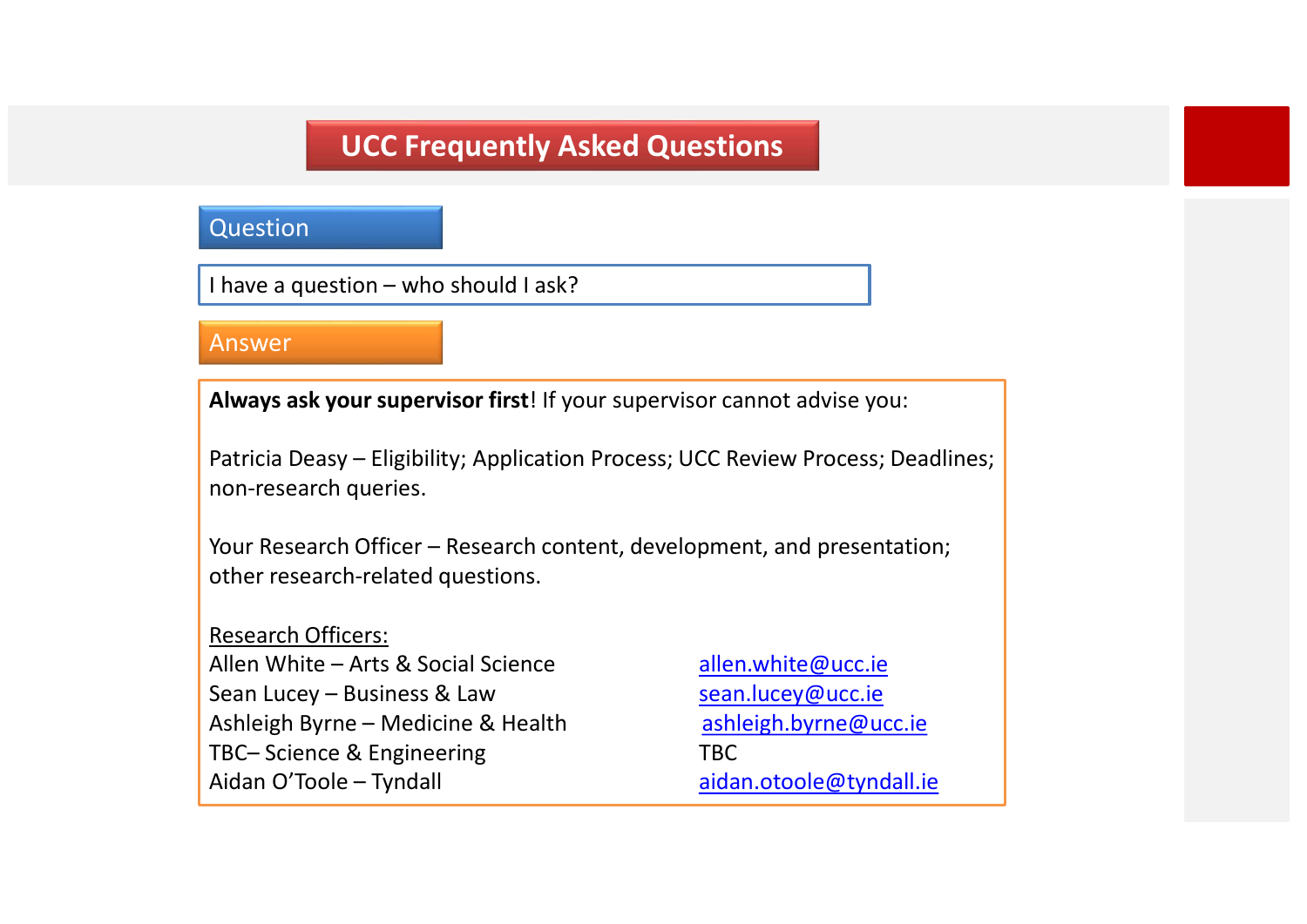# UCC Frequently Asked Questions

## Question

I have a question – who should I ask?

## Answer

**Always ask your supervisor first**! If your supervisor cannot advise you:

Patricia Deasy – Eligibility; Application Process; UCC Review Process; Deadlines; non-research queries.

Your Research Officer – Research content, development, and presentation; other research-related questions.

Research Officers:

| | |
|---|---|
| Allen White – Arts & Social Science | allen.white@ucc.ie |
| Sean Lucey – Business & Law | sean.lucey@ucc.ie |
| Ashleigh Byrne – Medicine & Health | ashleigh.byrne@ucc.ie |
| TBC– Science & Engineering | TBC |
| Aidan O'Toole – Tyndall | aidan.otoole@tyndall.ie |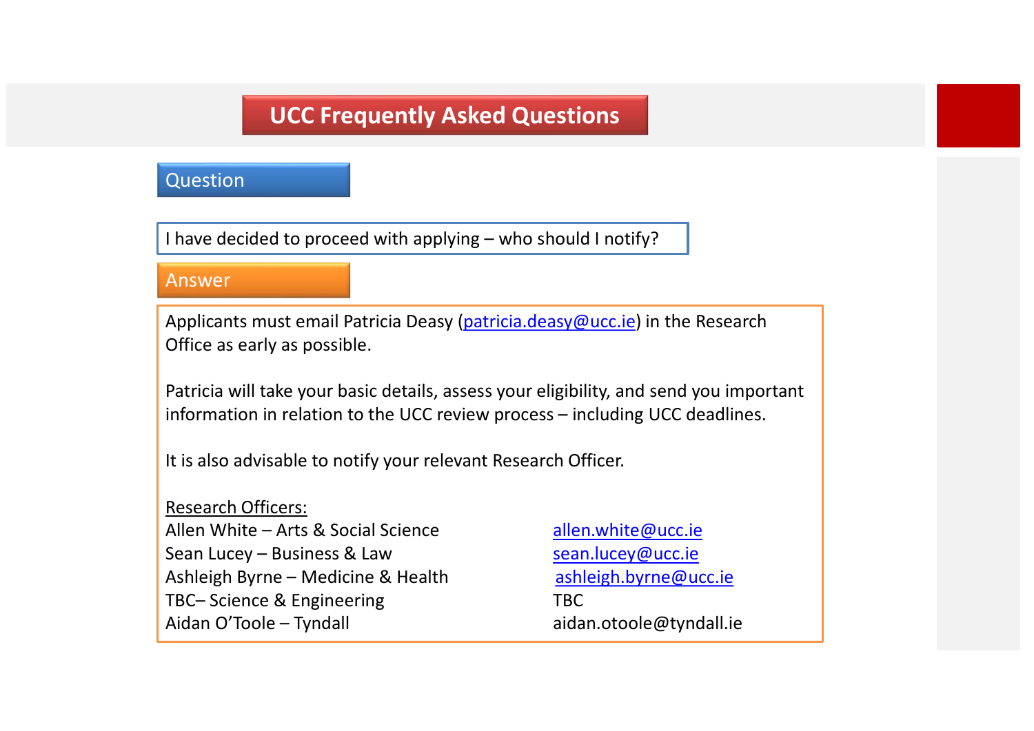# UCC Frequently Asked Questions

## Question

I have decided to proceed with applying – who should I notify?

## Answer

Applicants must email Patricia Deasy (patricia.deasy@ucc.ie) in the Research Office as early as possible.

Patricia will take your basic details, assess your eligibility, and send you important information in relation to the UCC review process – including UCC deadlines.

It is also advisable to notify your relevant Research Officer.

Research Officers:

| | |
|---|---|
| Allen White – Arts & Social Science | allen.white@ucc.ie |
| Sean Lucey – Business & Law | sean.lucey@ucc.ie |
| Ashleigh Byrne – Medicine & Health | ashleigh.byrne@ucc.ie |
| TBC– Science & Engineering | TBC |
| Aidan O'Toole – Tyndall | aidan.otoole@tyndall.ie |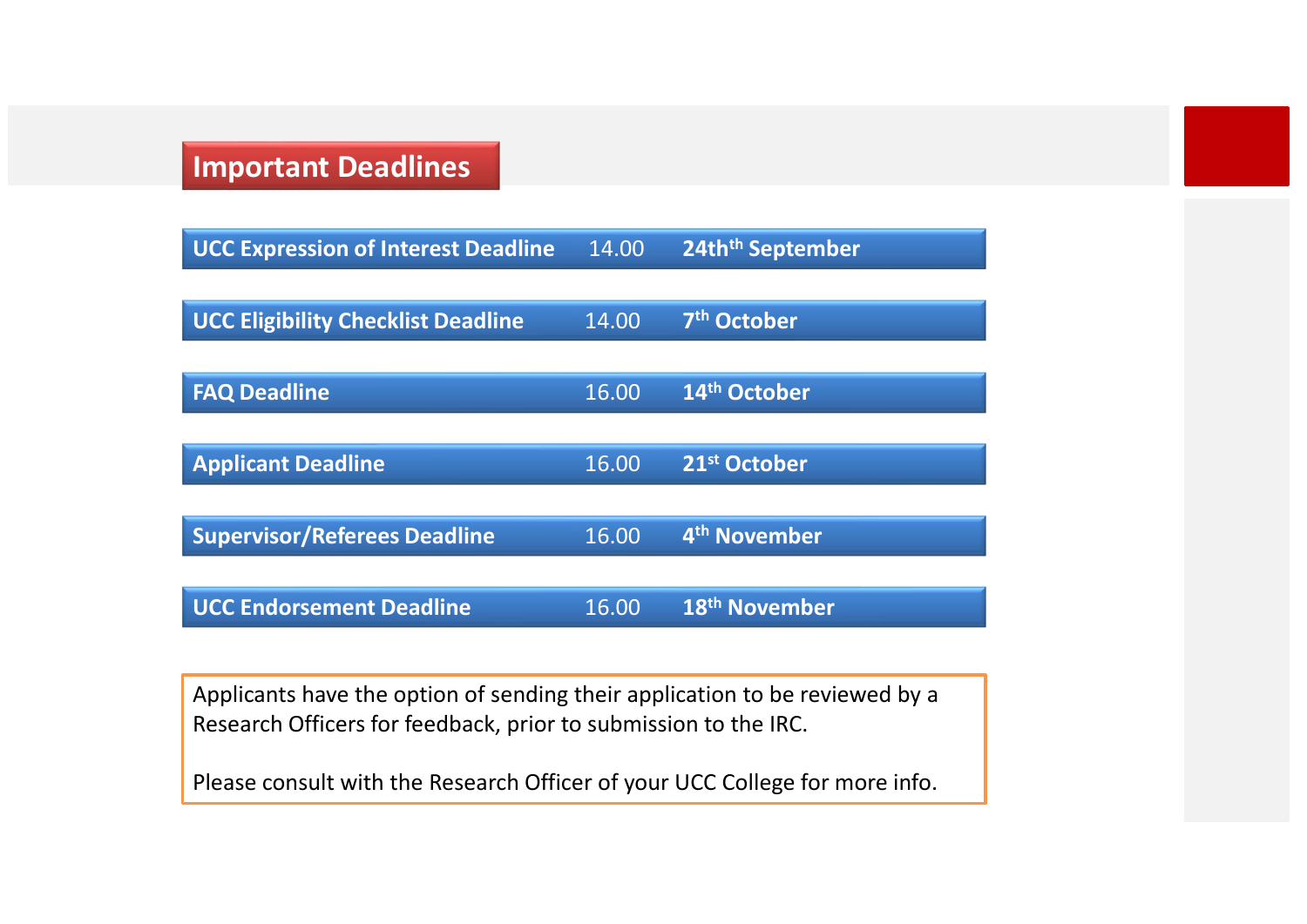## Important Deadlines

| Deadline | Time | Date |
| --- | --- | --- |
| **UCC Expression of Interest Deadline** | 14.00 | **24th$^{th}$ September** |
| **UCC Eligibility Checklist Deadline** | 14.00 | **7$^{th}$ October** |
| **FAQ Deadline** | 16.00 | **14$^{th}$ October** |
| **Applicant Deadline** | 16.00 | **21$^{st}$ October** |
| **Supervisor/Referees Deadline** | 16.00 | **4$^{th}$ November** |
| **UCC Endorsement Deadline** | 16.00 | **18$^{th}$ November** |

Applicants have the option of sending their application to be reviewed by a Research Officers for feedback, prior to submission to the IRC.

Please consult with the Research Officer of your UCC College for more info.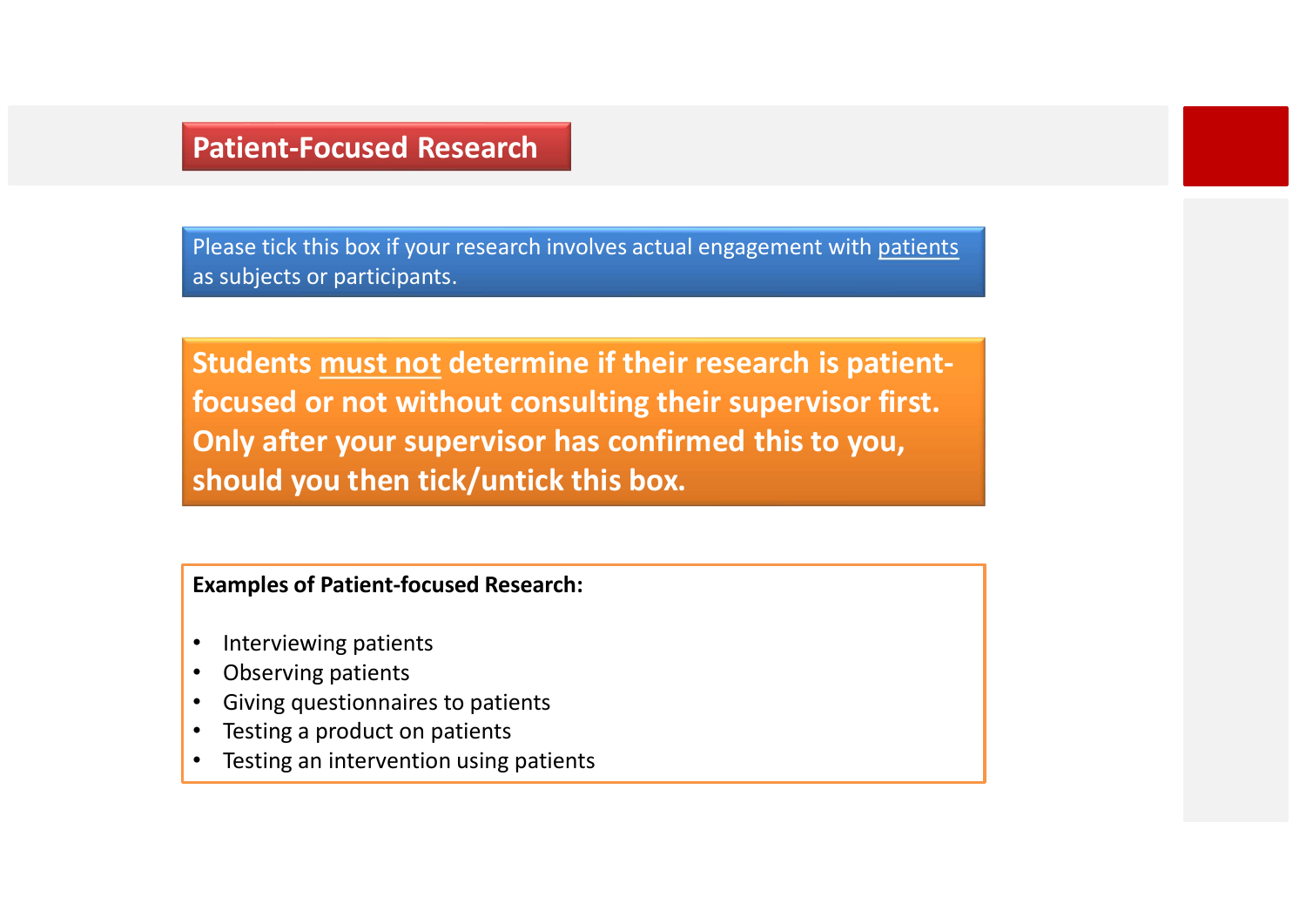# Patient-Focused Research

Please tick this box if your research involves actual engagement with patients as subjects or participants.

**Students must not determine if their research is patient-focused or not without consulting their supervisor first. Only after your supervisor has confirmed this to you, should you then tick/untick this box.**

**Examples of Patient-focused Research:**

- Interviewing patients
- Observing patients
- Giving questionnaires to patients
- Testing a product on patients
- Testing an intervention using patients